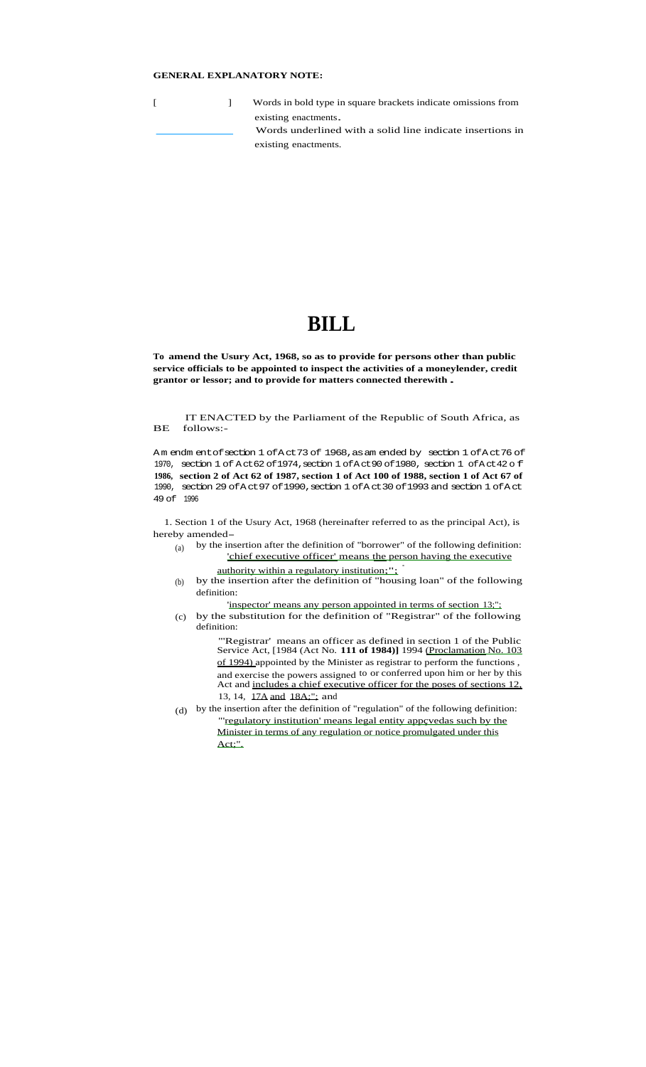**GENERAL EXPLANATORY NOTE:**

[ ] Words in bold type in square brackets indicate omissions from existing enactments.

______ Words underlined with a solid line indicate insertions in existing enactments.

# BILL

**To amend the Usury Act, 1968, so as to provide for persons other than public service officials to be appointed to inspect the activities of a moneylender, credit grantor or lessor; and to provide for matters connected therewith.**

BE IT ENACTED by the Parliament of the Republic of South Africa, as follows:-

Amendment of section 1 of Act 73 of 1968, as amended by section 1 of Act 76 of 1970, section 1 of Act 62 of 1974, section 1 of Act 90 of 1980, section 1 of Act 42 of 1986, section 2 of Act 62 of 1987, section 1 of Act 100 of 1988, section 1 of Act 67 of 1990, section 29 of Act 97 of 1990, section 1 of Act 30 of 1993 and section 1 of Act 49 of 1996

1. Section 1 of the Usury Act, 1968 (hereinafter referred to as the principal Act), is hereby amended–

(a) by the insertion after the definition of "borrower" of the following definition:

"'chief executive officer' means the person having the executive authority within a regulatory institution;";

(b) by the insertion after the definition of "housing loan" of the following definition:

"'inspector' means any person appointed in terms of section 13;";

(c) by the substitution for the definition of "Registrar" of the following definition:

"'Registrar' means an officer as defined in section 1 of the Public Service Act, [**1984 (Act No. 111 of 1984)**] 1994 (Proclamation No. 103 of 1994) appointed by the Minister as registrar to perform the functions, and exercise the powers assigned to or conferred upon him or her by this Act and includes a chief executive officer for the poses of sections 12, 13, 14, 17A and 18A;"; and

(d) by the insertion after the definition of "regulation" of the following definition:

"'regulatory institution' means legal entity appçvedas such by the Minister in terms of any regulation or notice promulgated under this Act;".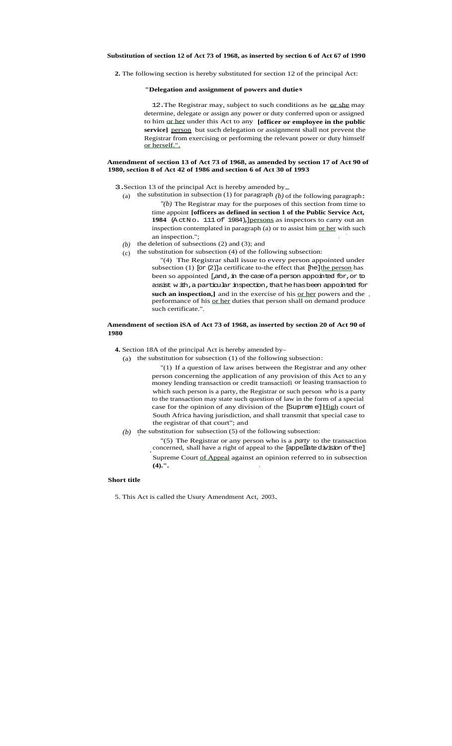**Substitution of section 12 of Act 73 of 1968, as inserted by section 6 of Act 67 of 1990**

**2.** The following section is hereby substituted for section 12 of the principal Act:

**"Delegation and assignment of powers and duties**

12. The Registrar may, subject to such conditions as he <u>or she</u> may determine, delegate or assign any power or duty conferred upon or assigned to him <u>or her</u> under this Act to any **[officer or employee in the public service]** <u>person</u> but such delegation or assignment shall not prevent the Registrar from exercising or performing the relevant power or duty himself <u>or herself</u>.".

**Amendment of section 13 of Act 73 of 1968, as amended by section 17 of Act 90 of 1980, section 8 of Act 42 of 1986 and section 6 of Act 30 of 1993**

3. Section 13 of the principal Act is hereby amended by—

(a) the substitution in subsection (1) for paragraph *(b)* of the following paragraph:

"*(b)* The Registrar may for the purposes of this section from time to time appoint **[officers as defined in section 1 of the Public Service Act, 1984** (Act No. 111 of 1984),**]** <u>persons</u> as inspectors to carry out an inspection contemplated in paragraph (a) or to assist him <u>or her</u> with such an inspection.";

*(b)* the deletion of subsections (2) and (3); and

(c) the substitution for subsection (4) of the following subsection:

"(4) The Registrar shall issue to every person appointed under subsection (1) [or (2)] a certificate to the effect that [he] <u>the person</u> has been so appointed [, and, in the case of a person appointed for, or to assist with, a particular inspection, that he has been appointed for **such an inspection,]** and in the exercise of his <u>or her</u> powers and the performance of his <u>or her</u> duties that person shall on demand produce such certificate.".

**Amendment of section 18A of Act 73 of 1968, as inserted by section 20 of Act 90 of 1980**

**4.** Section 18A of the principal Act is hereby amended by–

(a) the substitution for subsection (1) of the following subsection:

"(1) If a question of law arises between the Registrar and any other person concerning the application of any provision of this Act to any money lending transaction or credit transaction or leasing transaction to which such person is a party, the Registrar or such person *who* is a party to the transaction may state such question of law in the form of a special case for the opinion of any division of the [Supreme] <u>High</u> court of South Africa having jurisdiction, and shall transmit that special case to the registrar of that court"; and

*(b)* the substitution for subsection (5) of the following subsection:

"(5) The Registrar or any person who is a *party* to the transaction concerned, shall have a right of appeal to the [appellate division of the] Supreme Court <u>of Appeal</u> against an opinion referred to in subsection **(4).".**

**Short title**

5. This Act is called the Usury Amendment Act, 2003.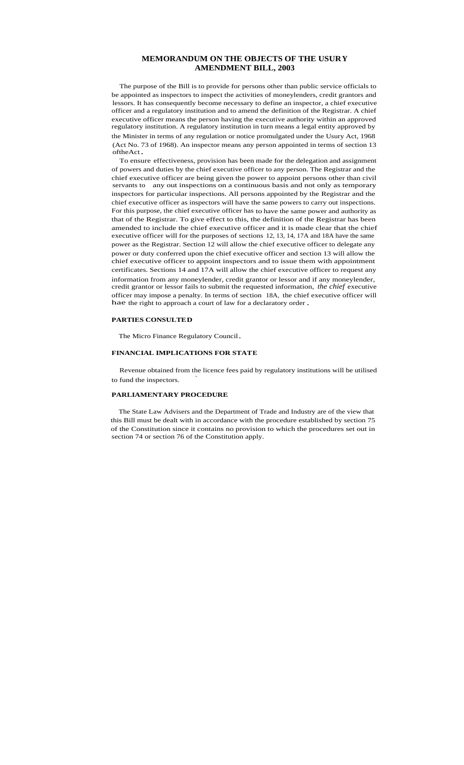# MEMORANDUM ON THE OBJECTS OF THE USURY AMENDMENT BILL, 2003

The purpose of the Bill is to provide for persons other than public service officials to be appointed as inspectors to inspect the activities of moneylenders, credit grantors and lessors. It has consequently become necessary to define an inspector, a chief executive officer and a regulatory institution and to amend the definition of the Registrar. A chief executive officer means the person having the executive authority within an approved regulatory institution. A regulatory institution in turn means a legal entity approved by the Minister in terms of any regulation or notice promulgated under the Usury Act, 1968 (Act No. 73 of 1968). An inspector means any person appointed in terms of section 13 oftheAct.

To ensure effectiveness, provision has been made for the delegation and assignment of powers and duties by the chief executive officer to any person. The Registrar and the chief executive officer are being given the power to appoint persons other than civil servants to any out inspections on a continuous basis and not only as temporary inspectors for particular inspections. All persons appointed by the Registrar and the chief executive officer as inspectors will have the same powers to carry out inspections. For this purpose, the chief executive officer has to have the same power and authority as that of the Registrar. To give effect to this, the definition of the Registrar has been amended to include the chief executive officer and it is made clear that the chief executive officer will for the purposes of sections 12, 13, 14, 17A and 18A have the same power as the Registrar. Section 12 will allow the chief executive officer to delegate any power or duty conferred upon the chief executive officer and section 13 will allow the chief executive officer to appoint inspectors and to issue them with appointment certificates. Sections 14 and 17A will allow the chief executive officer to request any information from any moneylender, credit grantor or lessor and if any moneylender, credit grantor or lessor fails to submit the requested information, *the chief* executive officer may impose a penalty. In terms of section 18A, the chief executive officer will hae the right to approach a court of law for a declaratory order.

## PARTIES CONSULTED

The Micro Finance Regulatory Council.

## FINANCIAL IMPLICATIONS FOR STATE

Revenue obtained from the licence fees paid by regulatory institutions will be utilised to fund the inspectors.

## PARLIAMENTARY PROCEDURE

The State Law Advisers and the Department of Trade and Industry are of the view that this Bill must be dealt with in accordance with the procedure established by section 75 of the Constitution since it contains no provision to which the procedures set out in section 74 or section 76 of the Constitution apply.